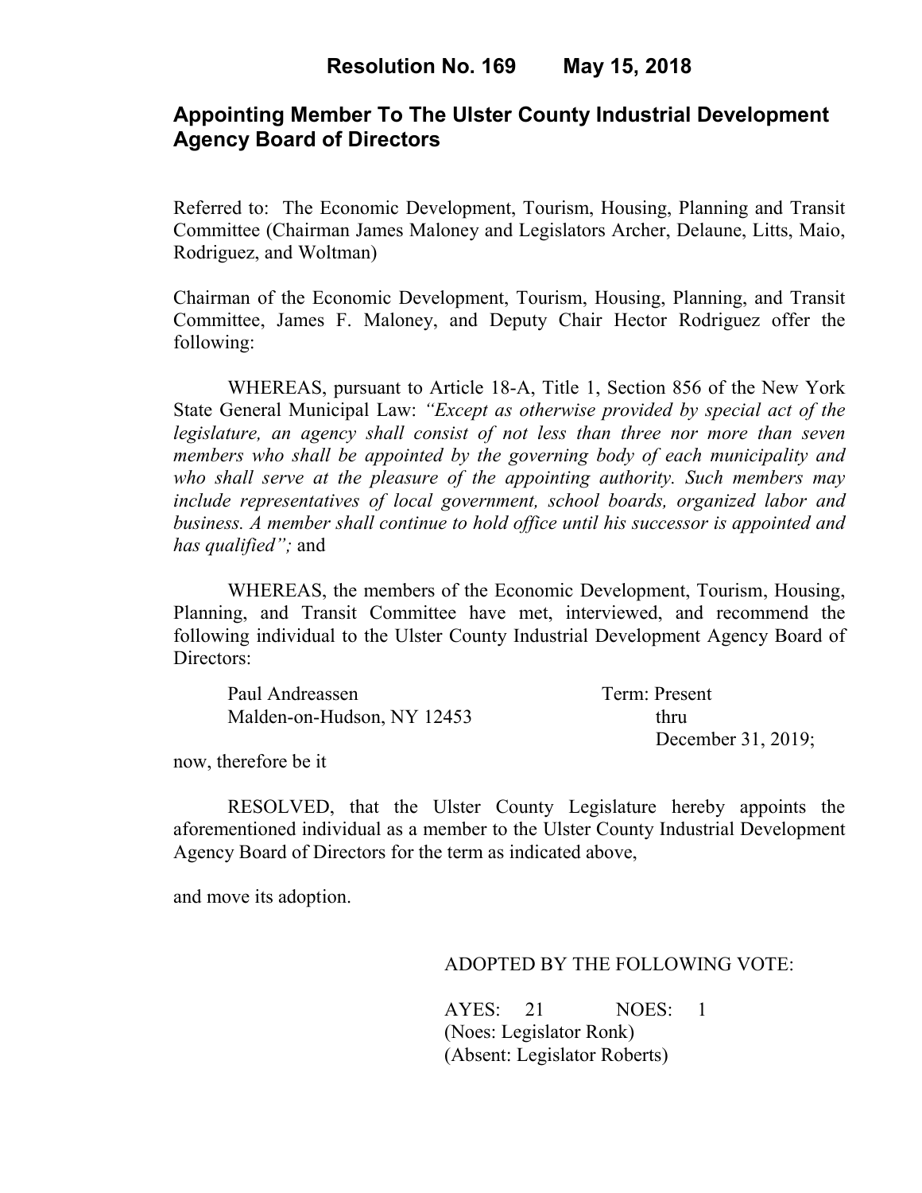# Resolution No. 169 May 15, 2018

## Appointing Member To The Ulster County Industrial Development Agency Board of Directors

Referred to: The Economic Development, Tourism, Housing, Planning and Transit Committee (Chairman James Maloney and Legislators Archer, Delaune, Litts, Maio, Rodriguez, and Woltman)

Chairman of the Economic Development, Tourism, Housing, Planning, and Transit Committee, James F. Maloney, and Deputy Chair Hector Rodriguez offer the following:

WHEREAS, pursuant to Article 18-A, Title 1, Section 856 of the New York State General Municipal Law: *"Except as otherwise provided by special act of the legislature, an agency shall consist of not less than three nor more than seven members who shall be appointed by the governing body of each municipality and who shall serve at the pleasure of the appointing authority. Such members may include representatives of local government, school boards, organized labor and business. A member shall continue to hold office until his successor is appointed and has qualified";* and

WHEREAS, the members of the Economic Development, Tourism, Housing, Planning, and Transit Committee have met, interviewed, and recommend the following individual to the Ulster County Industrial Development Agency Board of Directors:

Paul Andreassen
Malden-on-Hudson, NY 12453

Term: Present thru December 31, 2019;

now, therefore be it

RESOLVED, that the Ulster County Legislature hereby appoints the aforementioned individual as a member to the Ulster County Industrial Development Agency Board of Directors for the term as indicated above,

and move its adoption.

ADOPTED BY THE FOLLOWING VOTE:

AYES: 21 NOES: 1
(Noes: Legislator Ronk)
(Absent: Legislator Roberts)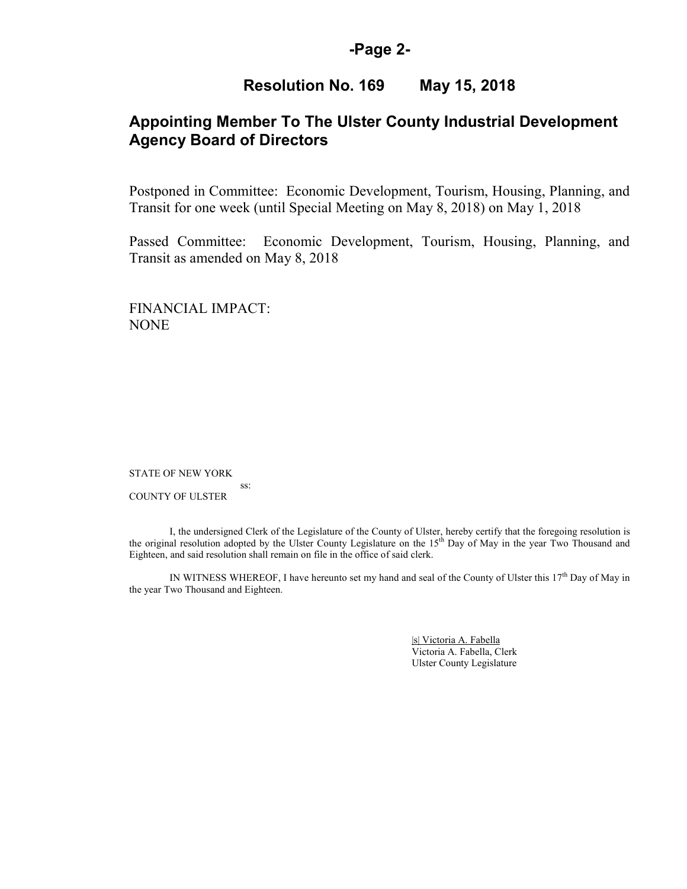## Resolution No. 169 May 15, 2018

## Appointing Member To The Ulster County Industrial Development Agency Board of Directors

Postponed in Committee: Economic Development, Tourism, Housing, Planning, and Transit for one week (until Special Meeting on May 8, 2018) on May 1, 2018

Passed Committee: Economic Development, Tourism, Housing, Planning, and Transit as amended on May 8, 2018

FINANCIAL IMPACT:
NONE

STATE OF NEW YORK
ss:
COUNTY OF ULSTER

I, the undersigned Clerk of the Legislature of the County of Ulster, hereby certify that the foregoing resolution is the original resolution adopted by the Ulster County Legislature on the 15th Day of May in the year Two Thousand and Eighteen, and said resolution shall remain on file in the office of said clerk.

IN WITNESS WHEREOF, I have hereunto set my hand and seal of the County of Ulster this 17th Day of May in the year Two Thousand and Eighteen.

|s| Victoria A. Fabella
Victoria A. Fabella, Clerk
Ulster County Legislature